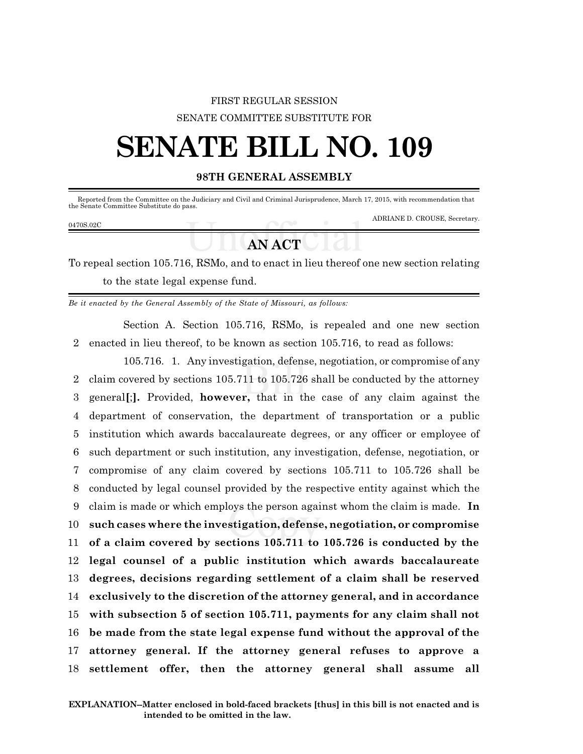FIRST REGULAR SESSION

SENATE COMMITTEE SUBSTITUTE FOR

# SENATE BILL NO. 109

## 98TH GENERAL ASSEMBLY

Reported from the Committee on the Judiciary and Civil and Criminal Jurisprudence, March 17, 2015, with recommendation that the Senate Committee Substitute do pass.

ADRIANE D. CROUSE, Secretary.

0470S.02C

## AN ACT

To repeal section 105.716, RSMo, and to enact in lieu thereof one new section relating to the state legal expense fund.

*Be it enacted by the General Assembly of the State of Missouri, as follows:*

Section A. Section 105.716, RSMo, is repealed and one new section enacted in lieu thereof, to be known as section 105.716, to read as follows:

105.716. 1. Any investigation, defense, negotiation, or compromise of any claim covered by sections 105.711 to 105.726 shall be conducted by the attorney general**[**;**]**. Provided, **however,** that in the case of any claim against the department of conservation, the department of transportation or a public institution which awards baccalaureate degrees, or any officer or employee of such department or such institution, any investigation, defense, negotiation, or compromise of any claim covered by sections 105.711 to 105.726 shall be conducted by legal counsel provided by the respective entity against which the claim is made or which employs the person against whom the claim is made. **In such cases where the investigation, defense, negotiation, or compromise of a claim covered by sections 105.711 to 105.726 is conducted by the legal counsel of a public institution which awards baccalaureate degrees, decisions regarding settlement of a claim shall be reserved exclusively to the discretion of the attorney general, and in accordance with subsection 5 of section 105.711, payments for any claim shall not be made from the state legal expense fund without the approval of the attorney general. If the attorney general refuses to approve a settlement offer, then the attorney general shall assume all**

**EXPLANATION–Matter enclosed in bold-faced brackets [thus] in this bill is not enacted and is intended to be omitted in the law.**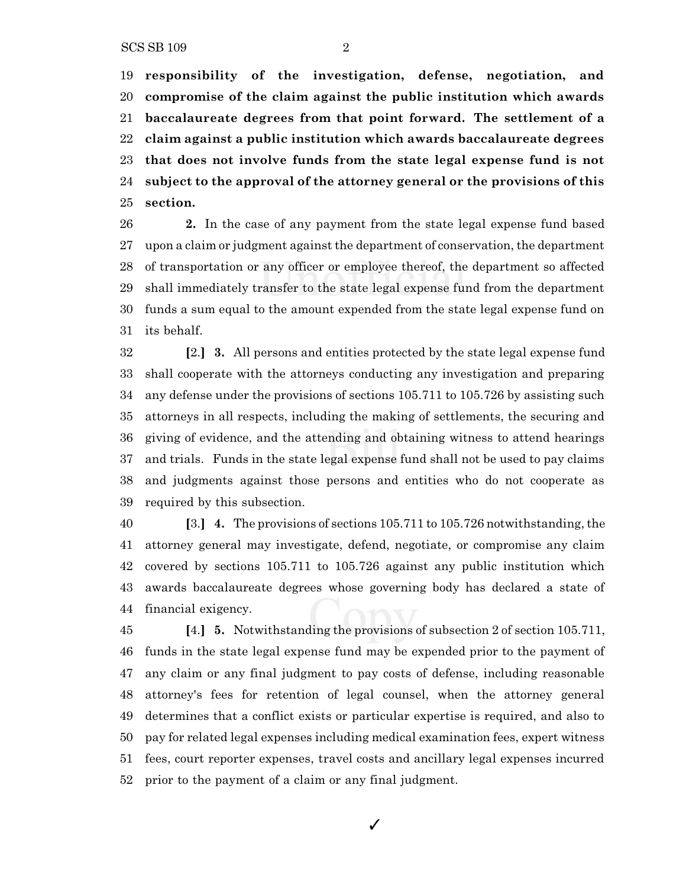**responsibility of the investigation, defense, negotiation, and compromise of the claim against the public institution which awards baccalaureate degrees from that point forward. The settlement of a claim against a public institution which awards baccalaureate degrees that does not involve funds from the state legal expense fund is not subject to the approval of the attorney general or the provisions of this section.**

**2.** In the case of any payment from the state legal expense fund based upon a claim or judgment against the department of conservation, the department of transportation or any officer or employee thereof, the department so affected shall immediately transfer to the state legal expense fund from the department funds a sum equal to the amount expended from the state legal expense fund on its behalf.

**[**2.**]** **3.** All persons and entities protected by the state legal expense fund shall cooperate with the attorneys conducting any investigation and preparing any defense under the provisions of sections 105.711 to 105.726 by assisting such attorneys in all respects, including the making of settlements, the securing and giving of evidence, and the attending and obtaining witness to attend hearings and trials. Funds in the state legal expense fund shall not be used to pay claims and judgments against those persons and entities who do not cooperate as required by this subsection.

**[**3.**]** **4.** The provisions of sections 105.711 to 105.726 notwithstanding, the attorney general may investigate, defend, negotiate, or compromise any claim covered by sections 105.711 to 105.726 against any public institution which awards baccalaureate degrees whose governing body has declared a state of financial exigency.

**[**4.**]** **5.** Notwithstanding the provisions of subsection 2 of section 105.711, funds in the state legal expense fund may be expended prior to the payment of any claim or any final judgment to pay costs of defense, including reasonable attorney's fees for retention of legal counsel, when the attorney general determines that a conflict exists or particular expertise is required, and also to pay for related legal expenses including medical examination fees, expert witness fees, court reporter expenses, travel costs and ancillary legal expenses incurred prior to the payment of a claim or any final judgment.

✓